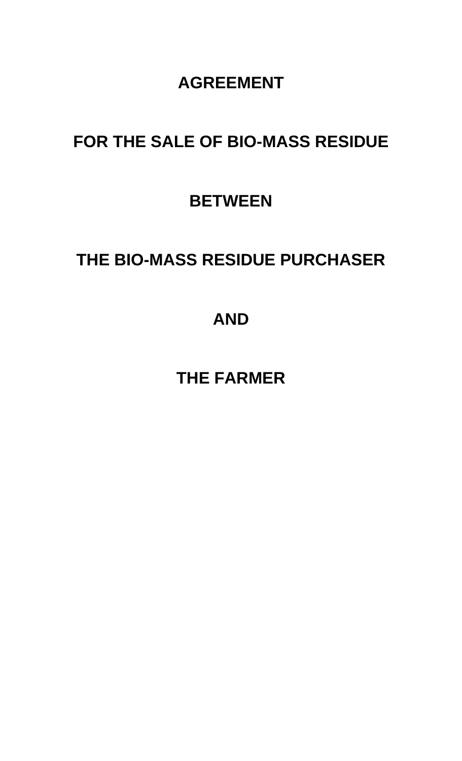# AGREEMENT

# FOR THE SALE OF BIO-MASS RESIDUE

# BETWEEN

# THE BIO-MASS RESIDUE PURCHASER

# AND

# THE FARMER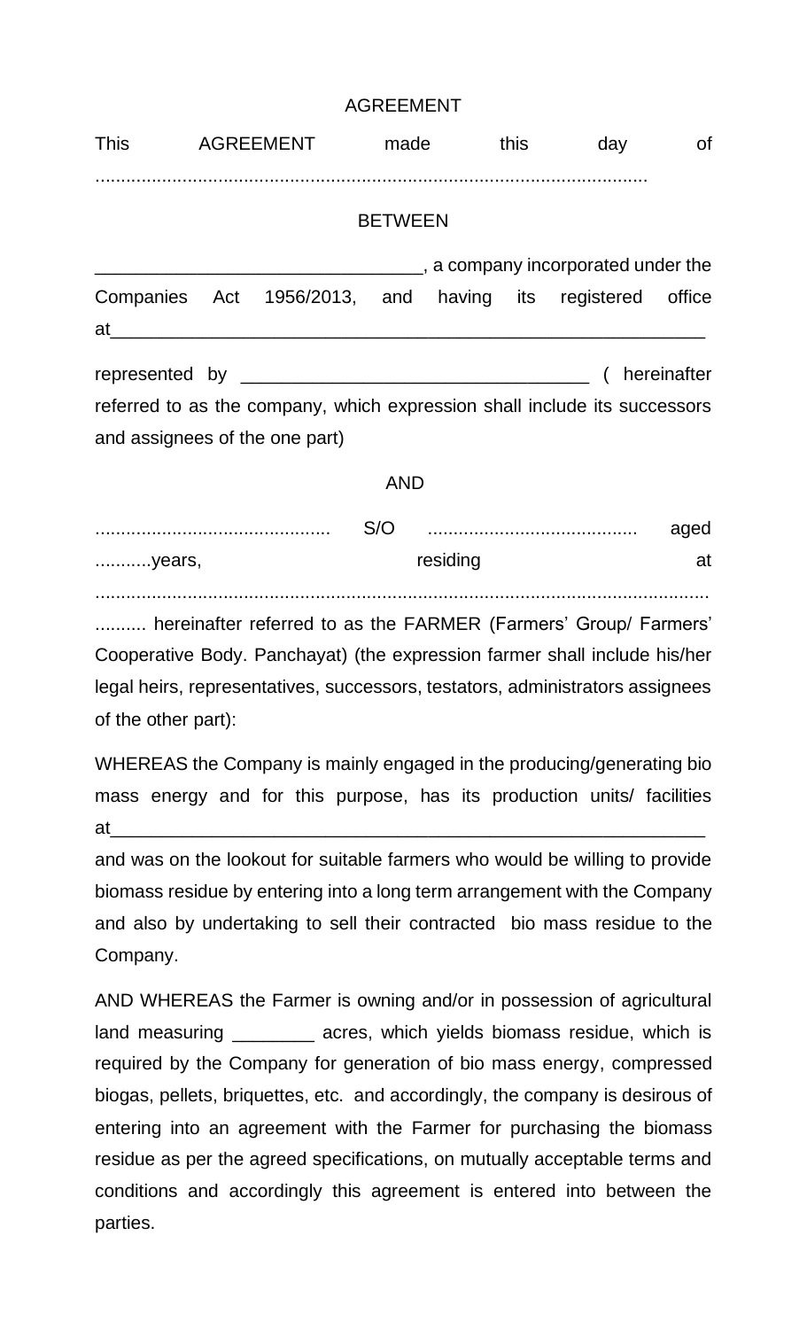AGREEMENT

This AGREEMENT made this day of ............................................................................................................

BETWEEN

________________________________, a company incorporated under the Companies Act 1956/2013, and having its registered office at____________________________________________________________

represented by _________________________________ ( hereinafter referred to as the company, which expression shall include its successors and assignees of the one part)

AND

............................................. S/O ......................................... aged ...........years, residing at ........................................................................................................................ .......... hereinafter referred to as the FARMER (Farmers' Group/ Farmers' Cooperative Body. Panchayat) (the expression farmer shall include his/her legal heirs, representatives, successors, testators, administrators assignees of the other part):

WHEREAS the Company is mainly engaged in the producing/generating bio mass energy and for this purpose, has its production units/ facilities at____________________________________________________________ and was on the lookout for suitable farmers who would be willing to provide biomass residue by entering into a long term arrangement with the Company and also by undertaking to sell their contracted bio mass residue to the Company.

AND WHEREAS the Farmer is owning and/or in possession of agricultural land measuring ________ acres, which yields biomass residue, which is required by the Company for generation of bio mass energy, compressed biogas, pellets, briquettes, etc. and accordingly, the company is desirous of entering into an agreement with the Farmer for purchasing the biomass residue as per the agreed specifications, on mutually acceptable terms and conditions and accordingly this agreement is entered into between the parties.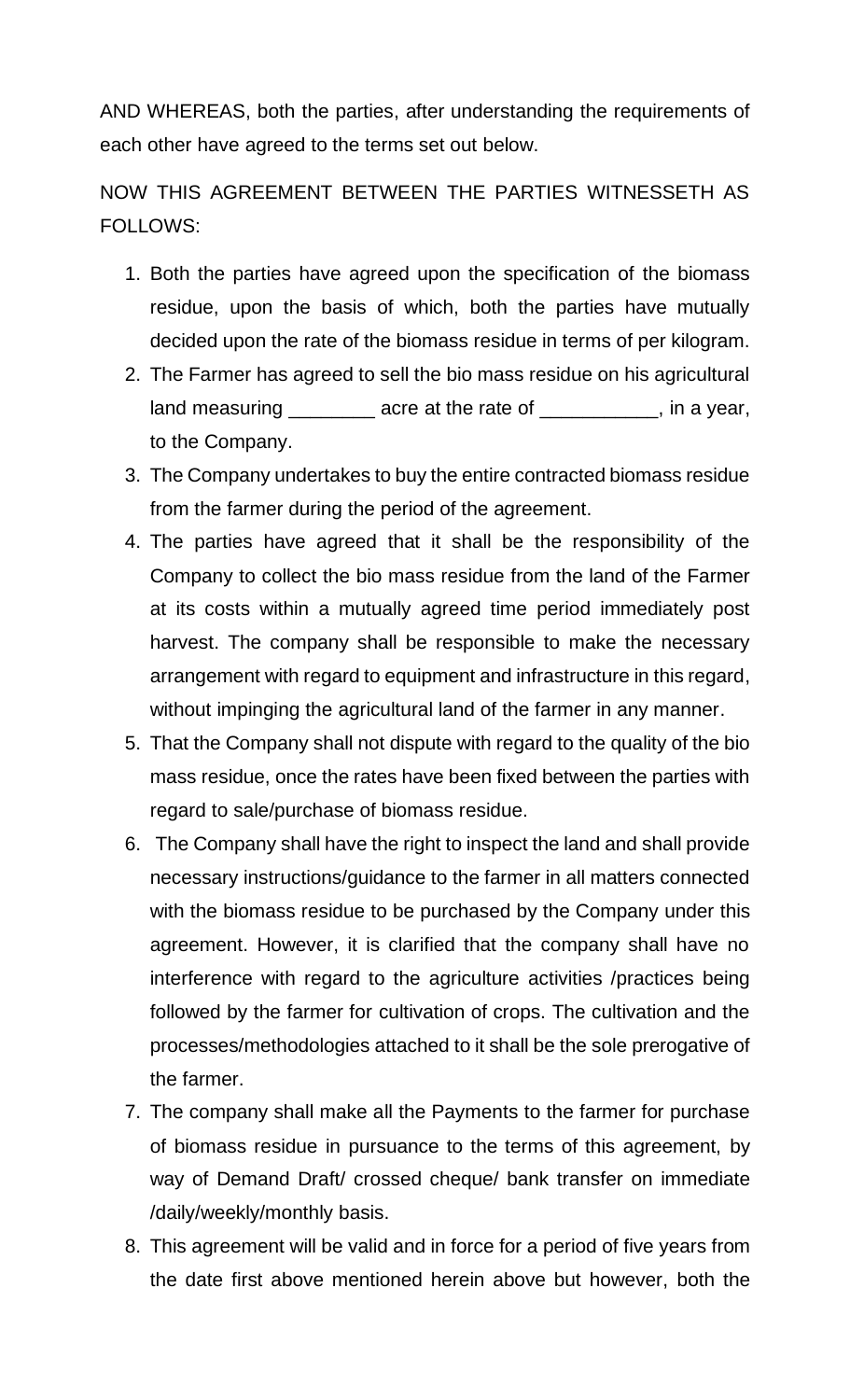AND WHEREAS, both the parties, after understanding the requirements of each other have agreed to the terms set out below.

NOW THIS AGREEMENT BETWEEN THE PARTIES WITNESSETH AS FOLLOWS:

1. Both the parties have agreed upon the specification of the biomass residue, upon the basis of which, both the parties have mutually decided upon the rate of the biomass residue in terms of per kilogram.
2. The Farmer has agreed to sell the bio mass residue on his agricultural land measuring ________ acre at the rate of ___________, in a year, to the Company.
3. The Company undertakes to buy the entire contracted biomass residue from the farmer during the period of the agreement.
4. The parties have agreed that it shall be the responsibility of the Company to collect the bio mass residue from the land of the Farmer at its costs within a mutually agreed time period immediately post harvest. The company shall be responsible to make the necessary arrangement with regard to equipment and infrastructure in this regard, without impinging the agricultural land of the farmer in any manner.
5. That the Company shall not dispute with regard to the quality of the bio mass residue, once the rates have been fixed between the parties with regard to sale/purchase of biomass residue.
6. The Company shall have the right to inspect the land and shall provide necessary instructions/guidance to the farmer in all matters connected with the biomass residue to be purchased by the Company under this agreement. However, it is clarified that the company shall have no interference with regard to the agriculture activities /practices being followed by the farmer for cultivation of crops. The cultivation and the processes/methodologies attached to it shall be the sole prerogative of the farmer.
7. The company shall make all the Payments to the farmer for purchase of biomass residue in pursuance to the terms of this agreement, by way of Demand Draft/ crossed cheque/ bank transfer on immediate /daily/weekly/monthly basis.
8. This agreement will be valid and in force for a period of five years from the date first above mentioned herein above but however, both the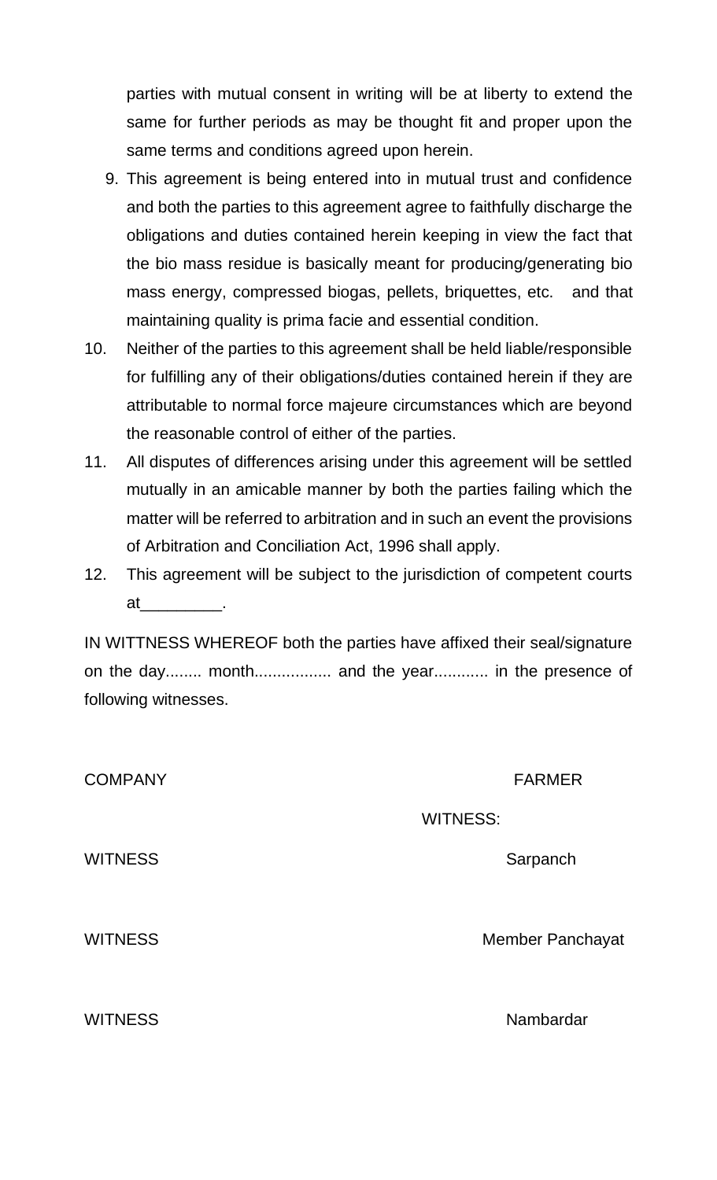parties with mutual consent in writing will be at liberty to extend the same for further periods as may be thought fit and proper upon the same terms and conditions agreed upon herein.

9. This agreement is being entered into in mutual trust and confidence and both the parties to this agreement agree to faithfully discharge the obligations and duties contained herein keeping in view the fact that the bio mass residue is basically meant for producing/generating bio mass energy, compressed biogas, pellets, briquettes, etc. and that maintaining quality is prima facie and essential condition.
10. Neither of the parties to this agreement shall be held liable/responsible for fulfilling any of their obligations/duties contained herein if they are attributable to normal force majeure circumstances which are beyond the reasonable control of either of the parties.
11. All disputes of differences arising under this agreement will be settled mutually in an amicable manner by both the parties failing which the matter will be referred to arbitration and in such an event the provisions of Arbitration and Conciliation Act, 1996 shall apply.
12. This agreement will be subject to the jurisdiction of competent courts at_________.

IN WITTNESS WHEREOF both the parties have affixed their seal/signature on the day........ month................. and the year............ in the presence of following witnesses.

COMPANY                                                  FARMER

WITNESS:

WITNESS                                                  Sarpanch

WITNESS                                                  Member Panchayat

WITNESS                                                  Nambardar